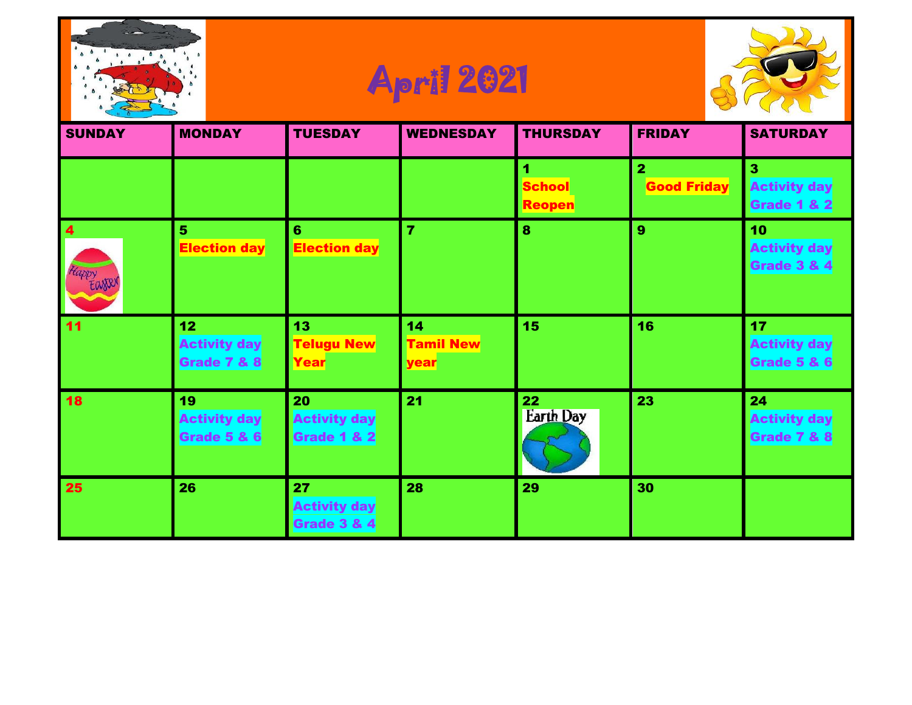# April 2021

| SUNDAY | MONDAY | TUESDAY | WEDNESDAY | THURSDAY | FRIDAY | SATURDAY |
|---|---|---|---|---|---|---|
| | | | | 1 School Reopen | 2 Good Friday | 3 Activity day Grade 1 & 2 |
| 4 Happy Easter | 5 Election day | 6 Election day | 7 | 8 | 9 | 10 Activity day Grade 3 & 4 |
| 11 | 12 Activity day Grade 7 & 8 | 13 Telugu New Year | 14 Tamil New year | 15 | 16 | 17 Activity day Grade 5 & 6 |
| 18 | 19 Activity day Grade 5 & 6 | 20 Activity day Grade 1 & 2 | 21 | 22 Earth Day | 23 | 24 Activity day Grade 7 & 8 |
| 25 | 26 | 27 Activity day Grade 3 & 4 | 28 | 29 | 30 | |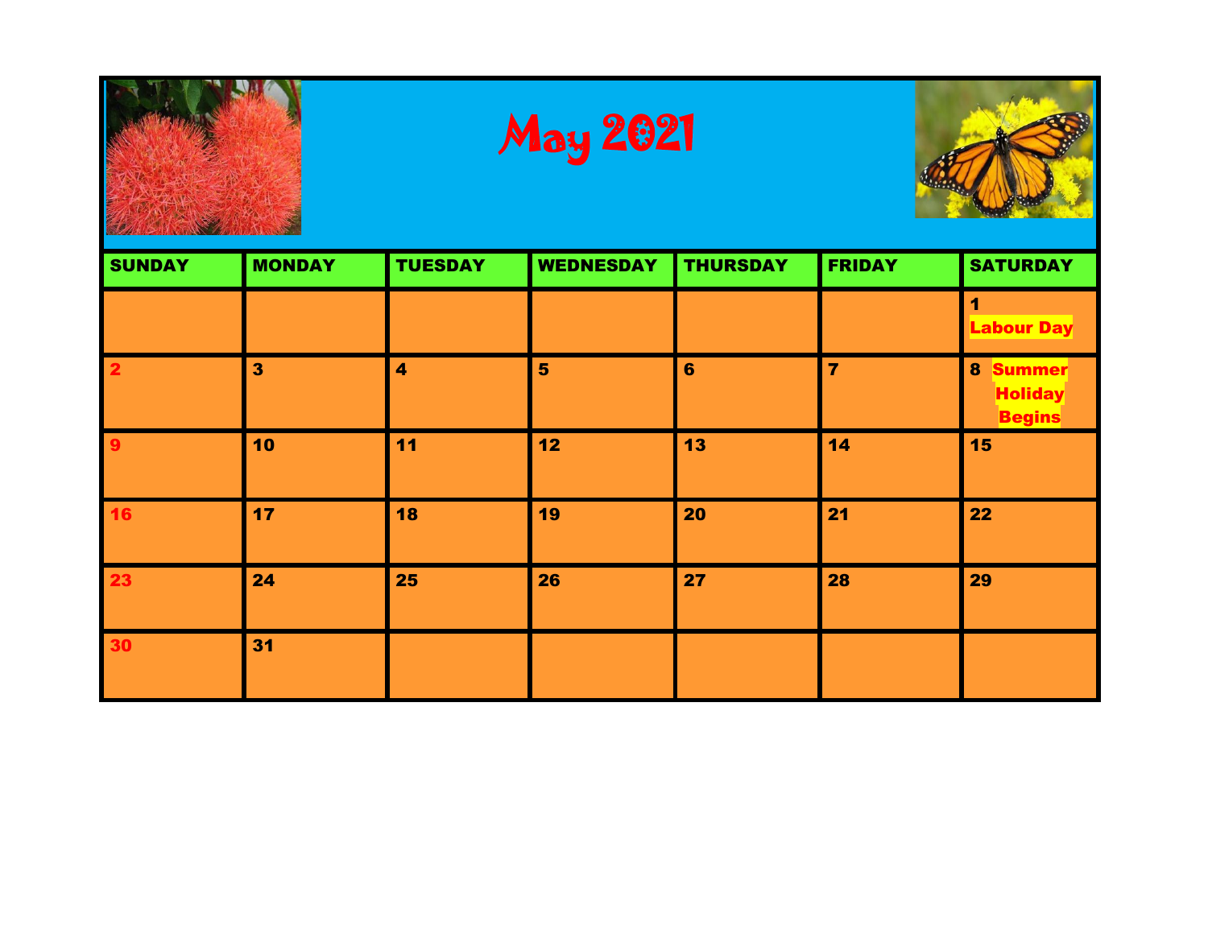# May 2021

| SUNDAY | MONDAY | TUESDAY | WEDNESDAY | THURSDAY | FRIDAY | SATURDAY |
|---|---|---|---|---|---|---|
| | | | | | | 1 Labour Day |
| 2 | 3 | 4 | 5 | 6 | 7 | 8 Summer Holiday Begins |
| 9 | 10 | 11 | 12 | 13 | 14 | 15 |
| 16 | 17 | 18 | 19 | 20 | 21 | 22 |
| 23 | 24 | 25 | 26 | 27 | 28 | 29 |
| 30 | 31 | | | | | |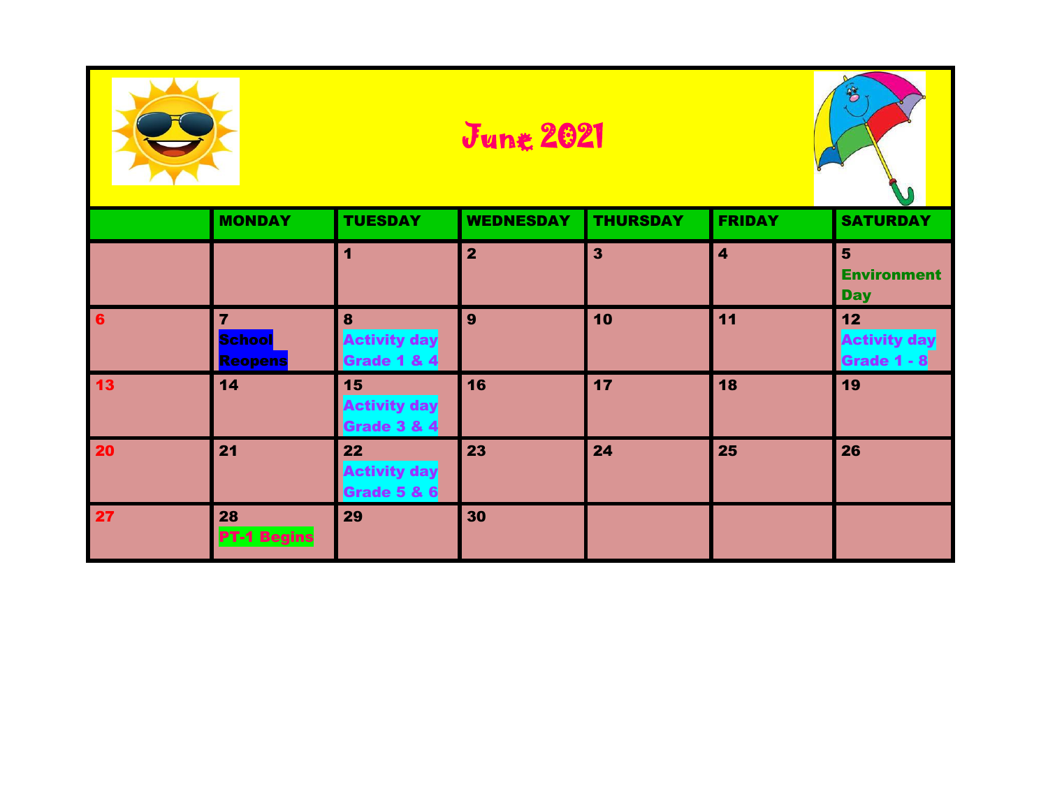# June 2021

| | MONDAY | TUESDAY | WEDNESDAY | THURSDAY | FRIDAY | SATURDAY |
|---|---|---|---|---|---|---|
| | | 1 | 2 | 3 | 4 | 5 Environment Day |
| 6 | 7 School Reopens | 8 Activity day Grade 1 & 4 | 9 | 10 | 11 | 12 Activity day Grade 1 - 8 |
| 13 | 14 | 15 Activity day Grade 3 & 4 | 16 | 17 | 18 | 19 |
| 20 | 21 | 22 Activity day Grade 5 & 6 | 23 | 24 | 25 | 26 |
| 27 | 28 PT-1 Begins | 29 | 30 | | | |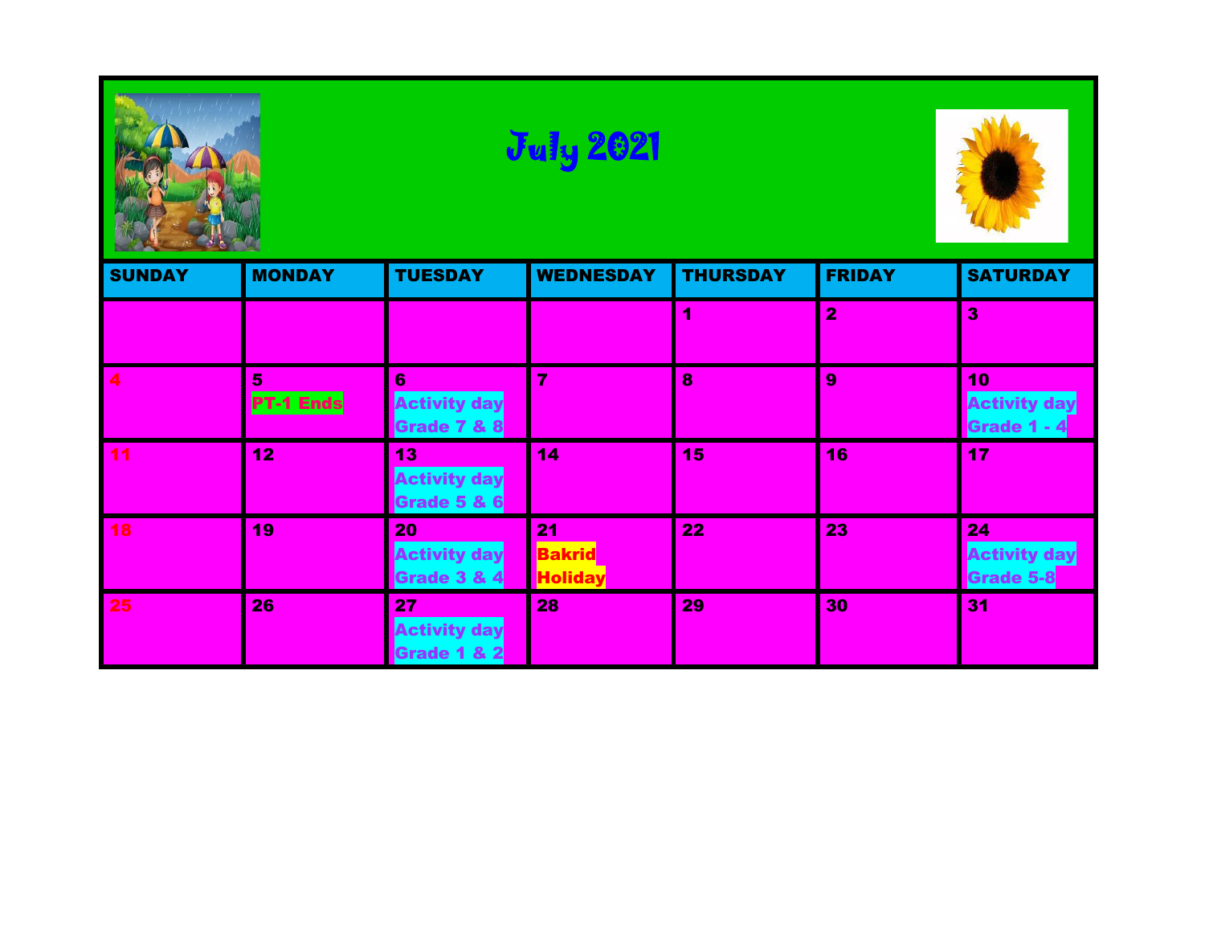# July 2021

| SUNDAY | MONDAY | TUESDAY | WEDNESDAY | THURSDAY | FRIDAY | SATURDAY |
|---|---|---|---|---|---|---|
| | | | | 1 | 2 | 3 |
| 4 | 5<br>PT-1 Ends | 6<br>Activity day Grade 7 & 8 | 7 | 8 | 9 | 10<br>Activity day Grade 1 - 4 |
| 11 | 12 | 13<br>Activity day Grade 5 & 6 | 14 | 15 | 16 | 17 |
| 18 | 19 | 20<br>Activity day Grade 3 & 4 | 21<br>Bakrid Holiday | 22 | 23 | 24<br>Activity day Grade 5-8 |
| 25 | 26 | 27<br>Activity day Grade 1 & 2 | 28 | 29 | 30 | 31 |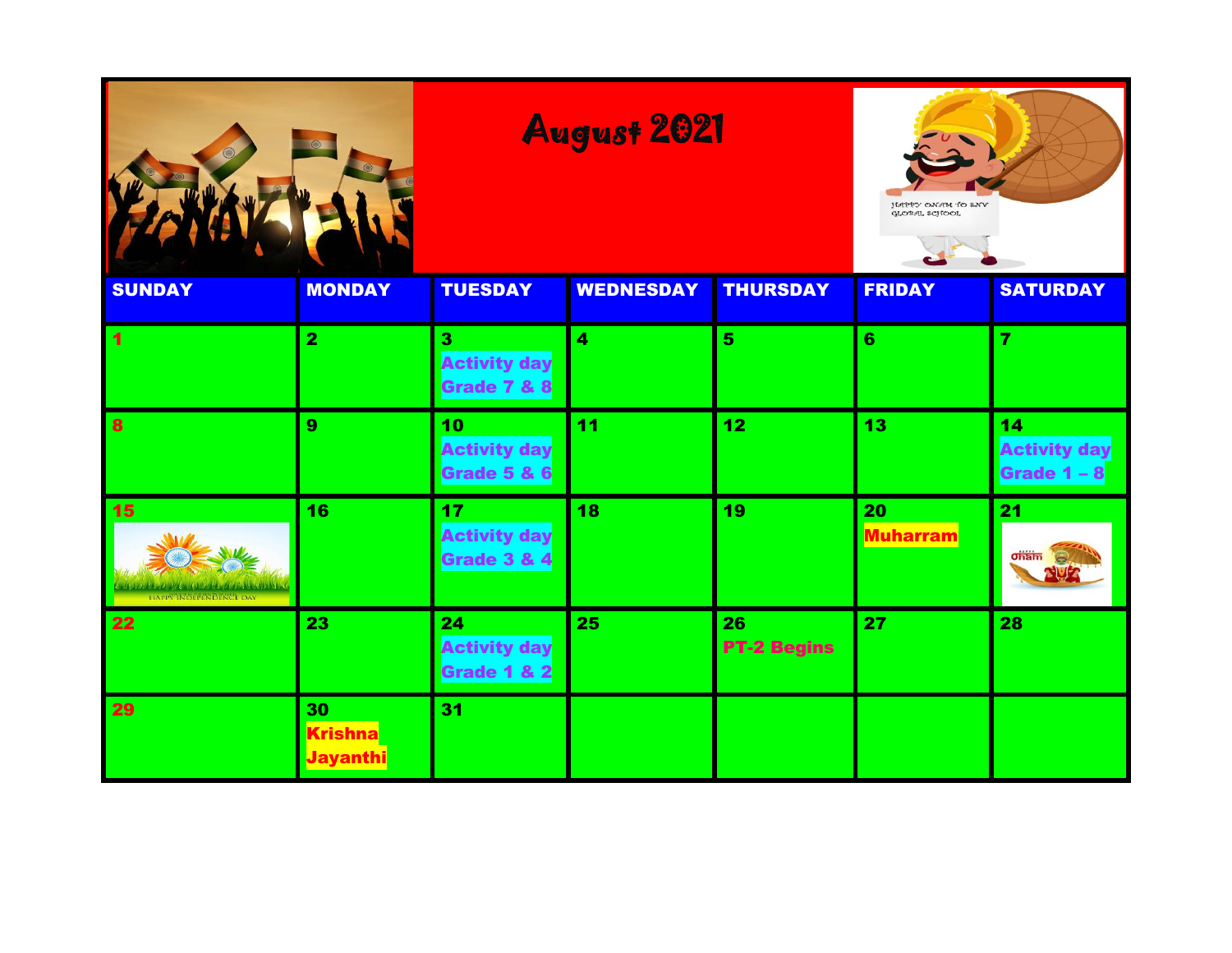# August 2021

| SUNDAY | MONDAY | TUESDAY | WEDNESDAY | THURSDAY | FRIDAY | SATURDAY |
| --- | --- | --- | --- | --- | --- | --- |
| 1 | 2 | 3 Activity day Grade 7 & 8 | 4 | 5 | 6 | 7 |
| 8 | 9 | 10 Activity day Grade 5 & 6 | 11 | 12 | 13 | 14 Activity day Grade 1 – 8 |
| 15 | 16 | 17 Activity day Grade 3 & 4 | 18 | 19 | 20 Muharram | 21 |
| 22 | 23 | 24 Activity day Grade 1 & 2 | 25 | 26 PT-2 Begins | 27 | 28 |
| 29 | 30 Krishna Jayanthi | 31 | | | | |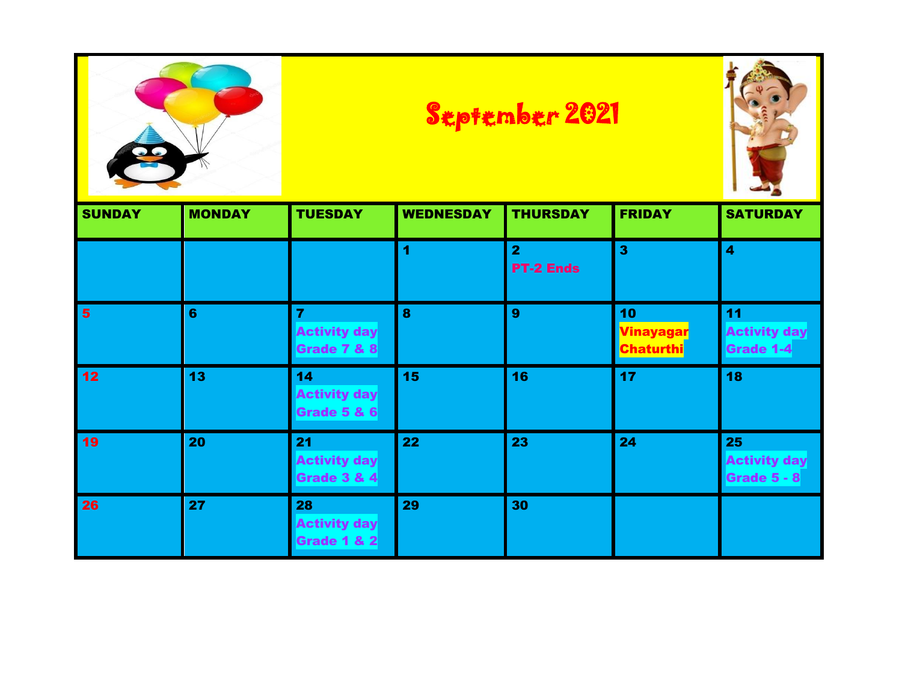# September 2021

| SUNDAY | MONDAY | TUESDAY | WEDNESDAY | THURSDAY | FRIDAY | SATURDAY |
|---|---|---|---|---|---|---|
| | | | 1 | 2 PT-2 Ends | 3 | 4 |
| 5 | 6 | 7 Activity day Grade 7 & 8 | 8 | 9 | 10 Vinayagar Chaturthi | 11 Activity day Grade 1-4 |
| 12 | 13 | 14 Activity day Grade 5 & 6 | 15 | 16 | 17 | 18 |
| 19 | 20 | 21 Activity day Grade 3 & 4 | 22 | 23 | 24 | 25 Activity day Grade 5 - 8 |
| 26 | 27 | 28 Activity day Grade 1 & 2 | 29 | 30 | | |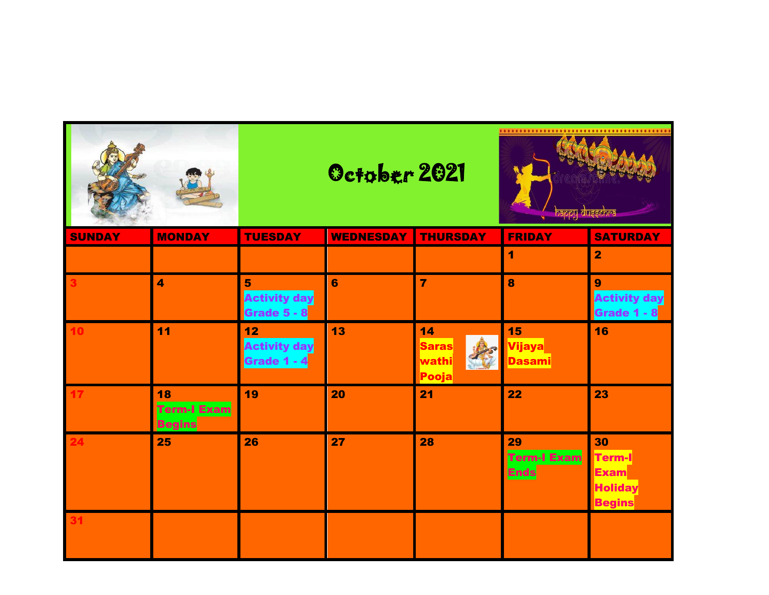# October 2021

| SUNDAY | MONDAY | TUESDAY | WEDNESDAY | THURSDAY | FRIDAY | SATURDAY |
|---|---|---|---|---|---|---|
| | | | | | 1 | 2 |
| 3 | 4 | 5 Activity day Grade 5 - 8 | 6 | 7 | 8 | 9 Activity day Grade 1 - 8 |
| 10 | 11 | 12 Activity day Grade 1 - 4 | 13 | 14 Saraswathi Pooja | 15 Vijaya Dasami | 16 |
| 17 | 18 Term-I Exam Begins | 19 | 20 | 21 | 22 | 23 |
| 24 | 25 | 26 | 27 | 28 | 29 Term-I Exam Ends | 30 Term-I Exam Holiday Begins |
| 31 | | | | | | |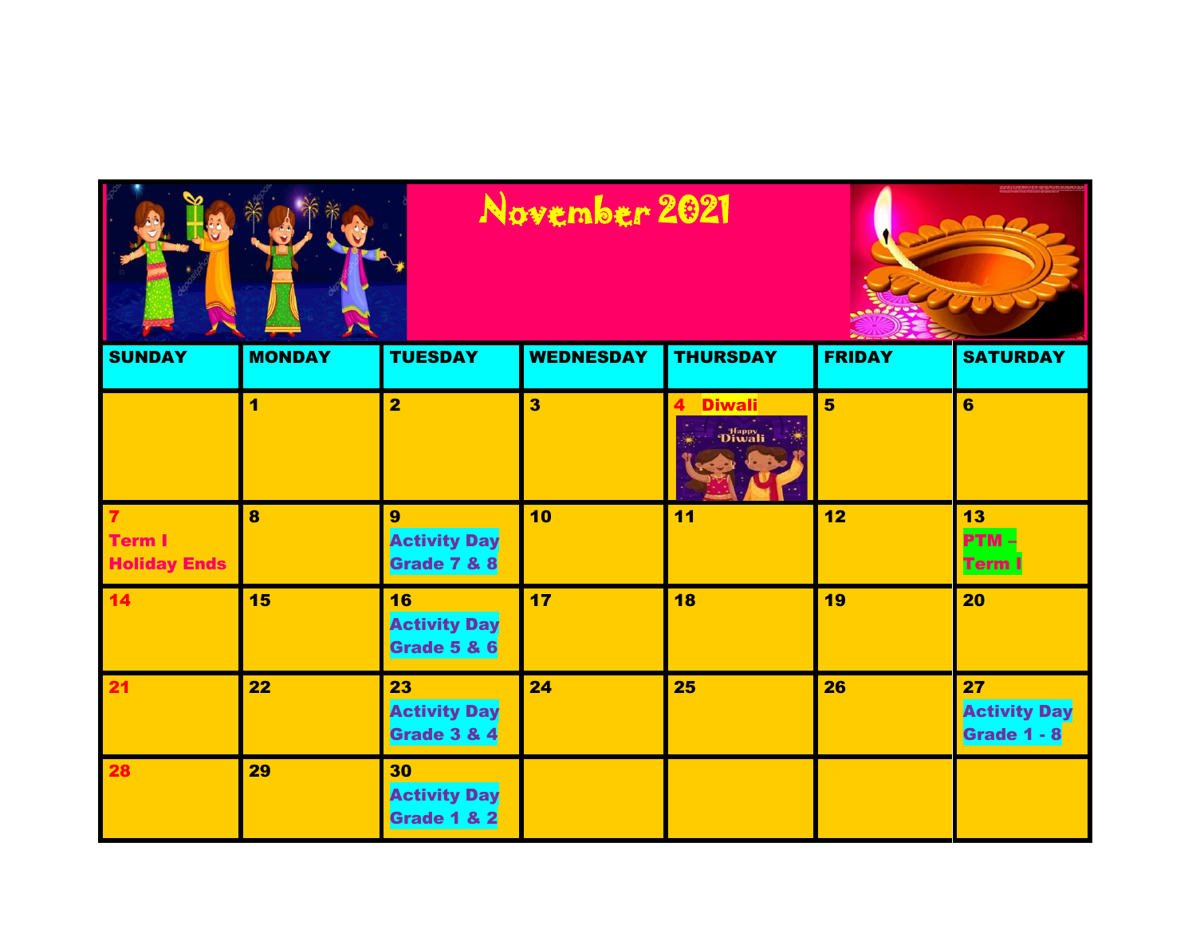# November 2021

| SUNDAY | MONDAY | TUESDAY | WEDNESDAY | THURSDAY | FRIDAY | SATURDAY |
| --- | --- | --- | --- | --- | --- | --- |
| | 1 | 2 | 3 | 4 Diwali | 5 | 6 |
| 7 Term I Holiday Ends | 8 | 9 Activity Day Grade 7 & 8 | 10 | 11 | 12 | 13 PTM – Term I |
| 14 | 15 | 16 Activity Day Grade 5 & 6 | 17 | 18 | 19 | 20 |
| 21 | 22 | 23 Activity Day Grade 3 & 4 | 24 | 25 | 26 | 27 Activity Day Grade 1 - 8 |
| 28 | 29 | 30 Activity Day Grade 1 & 2 | | | | |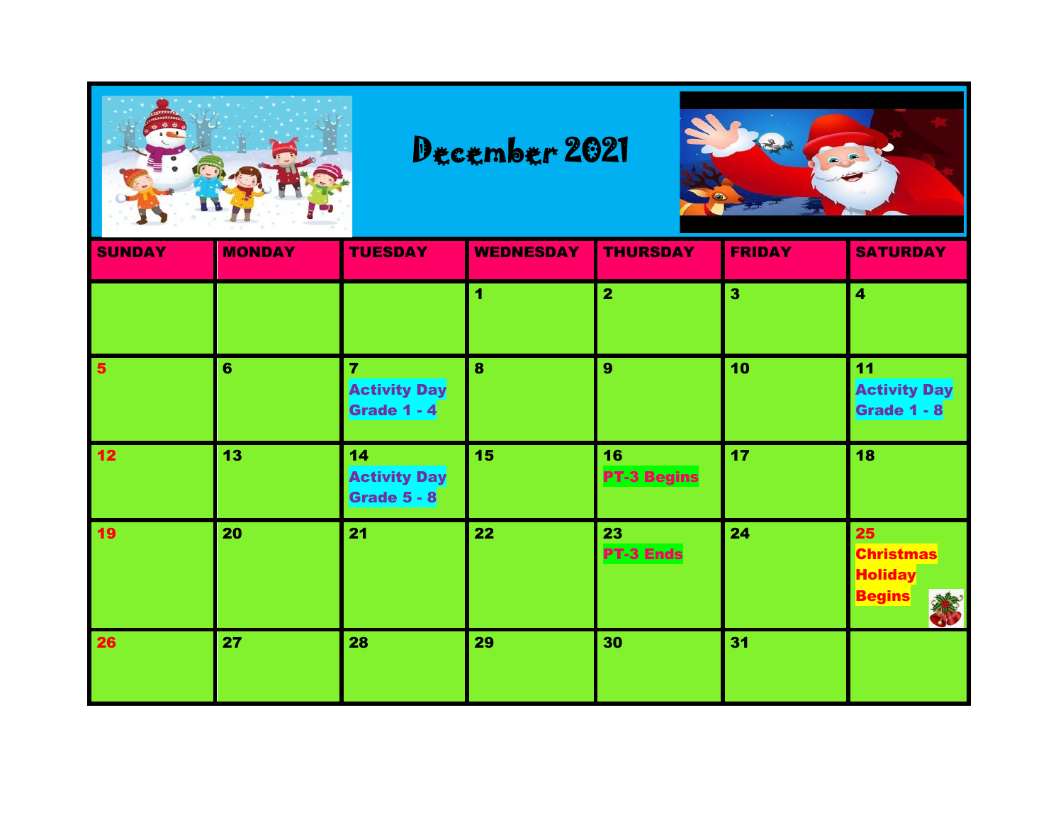# December 2021

| SUNDAY | MONDAY | TUESDAY | WEDNESDAY | THURSDAY | FRIDAY | SATURDAY |
|---|---|---|---|---|---|---|
| | | | 1 | 2 | 3 | 4 |
| 5 | 6 | 7 Activity Day Grade 1 - 4 | 8 | 9 | 10 | 11 Activity Day Grade 1 - 8 |
| 12 | 13 | 14 Activity Day Grade 5 - 8 | 15 | 16 PT-3 Begins | 17 | 18 |
| 19 | 20 | 21 | 22 | 23 PT-3 Ends | 24 | 25 Christmas Holiday Begins |
| 26 | 27 | 28 | 29 | 30 | 31 | |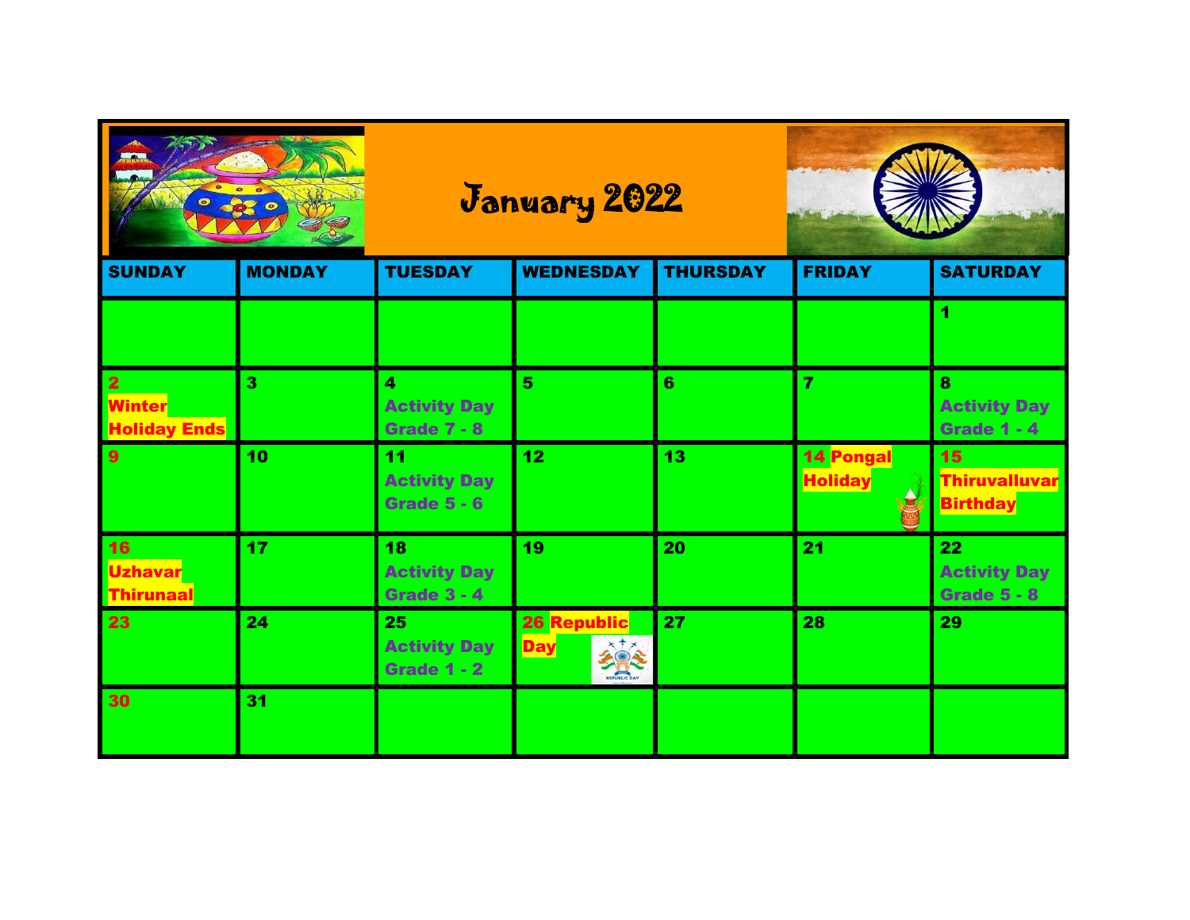# January 2022

| SUNDAY | MONDAY | TUESDAY | WEDNESDAY | THURSDAY | FRIDAY | SATURDAY |
|---|---|---|---|---|---|---|
| | | | | | | 1 |
| 2 Winter Holiday Ends | 3 | 4 Activity Day Grade 7 - 8 | 5 | 6 | 7 | 8 Activity Day Grade 1 - 4 |
| 9 | 10 | 11 Activity Day Grade 5 - 6 | 12 | 13 | 14 Pongal Holiday | 15 Thiruvalluvar Birthday |
| 16 Uzhavar Thirunaal | 17 | 18 Activity Day Grade 3 - 4 | 19 | 20 | 21 | 22 Activity Day Grade 5 - 8 |
| 23 | 24 | 25 Activity Day Grade 1 - 2 | 26 Republic Day | 27 | 28 | 29 |
| 30 | 31 | | | | | |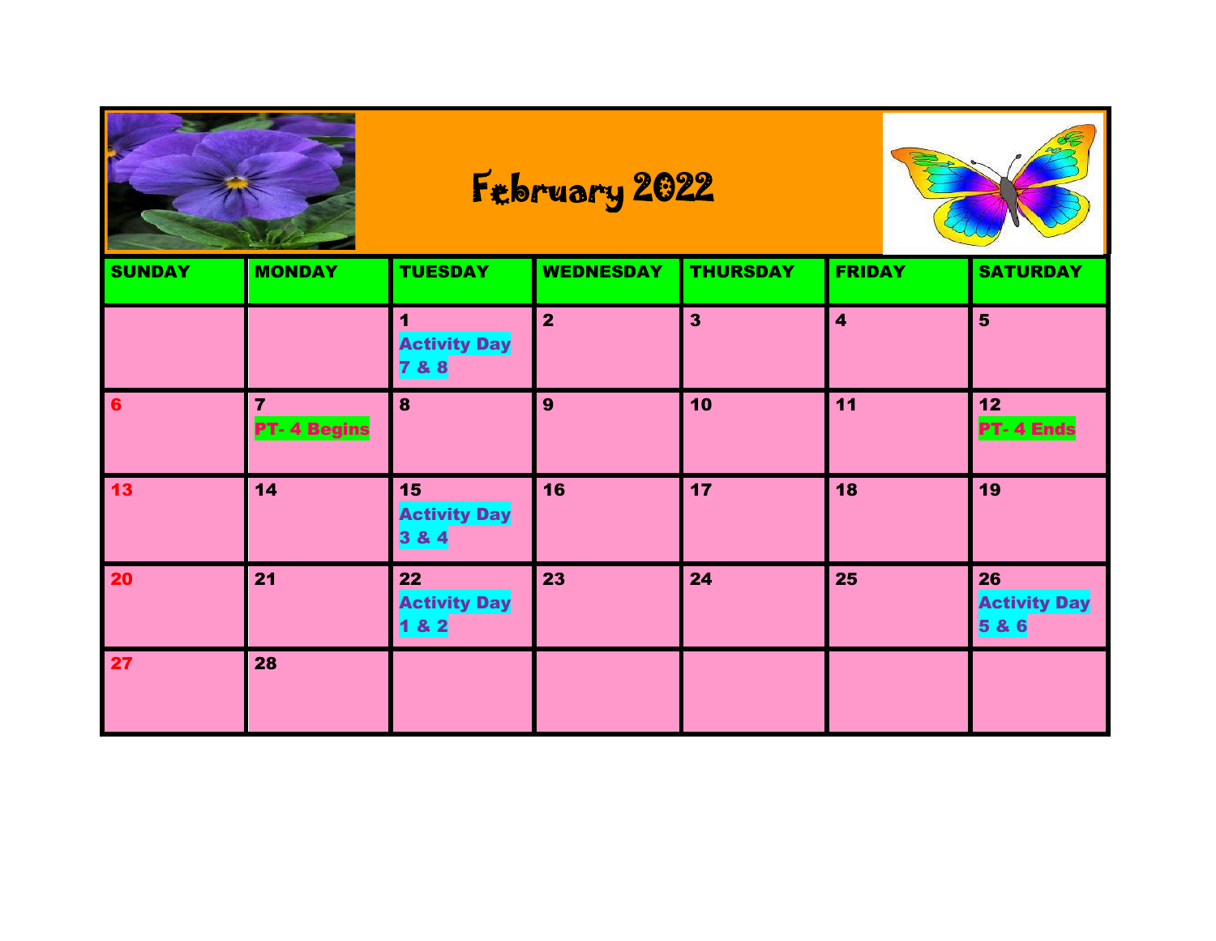# February 2022

| SUNDAY | MONDAY | TUESDAY | WEDNESDAY | THURSDAY | FRIDAY | SATURDAY |
|---|---|---|---|---|---|---|
| | | 1 Activity Day 7 & 8 | 2 | 3 | 4 | 5 |
| 6 | 7 PT- 4 Begins | 8 | 9 | 10 | 11 | 12 PT- 4 Ends |
| 13 | 14 | 15 Activity Day 3 & 4 | 16 | 17 | 18 | 19 |
| 20 | 21 | 22 Activity Day 1 & 2 | 23 | 24 | 25 | 26 Activity Day 5 & 6 |
| 27 | 28 | | | | | |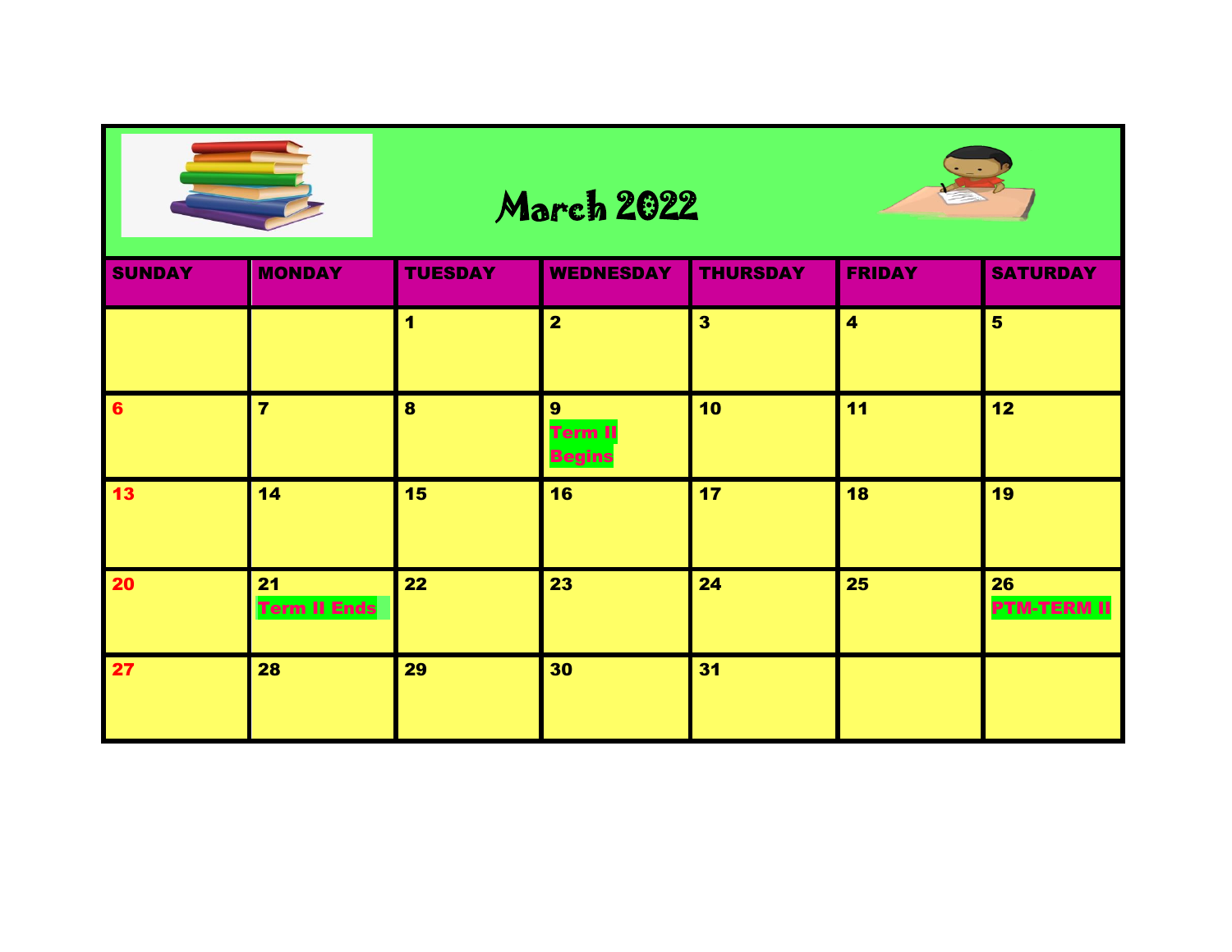# March 2022

| SUNDAY | MONDAY | TUESDAY | WEDNESDAY | THURSDAY | FRIDAY | SATURDAY |
|---|---|---|---|---|---|---|
| | | 1 | 2 | 3 | 4 | 5 |
| 6 | 7 | 8 | 9 Term II Begins | 10 | 11 | 12 |
| 13 | 14 | 15 | 16 | 17 | 18 | 19 |
| 20 | 21 Term II Ends | 22 | 23 | 24 | 25 | 26 PTM-TERM II |
| 27 | 28 | 29 | 30 | 31 | | |